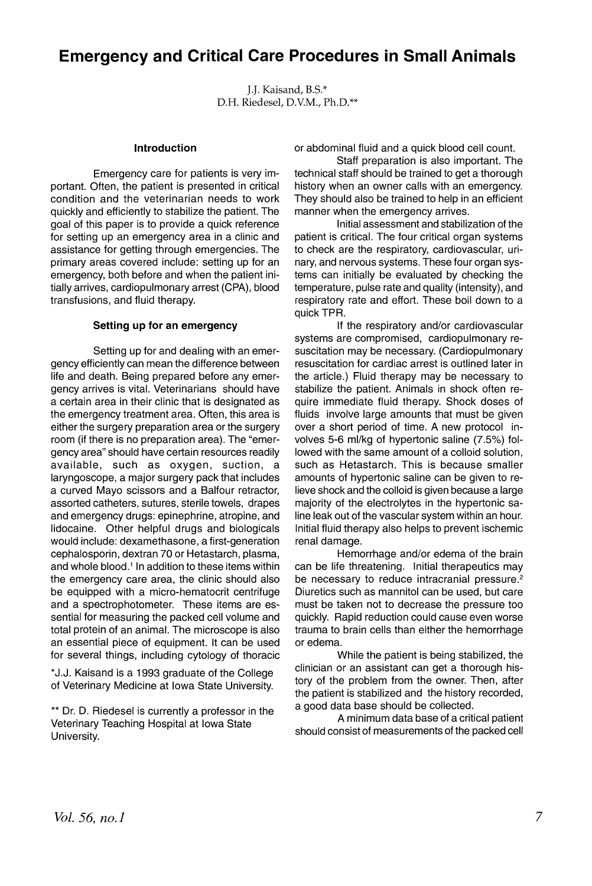# Emergency and Critical Care Procedures in Small Animals

J.J. Kaisand, B.S.*
D.H. Riedesel, D.V.M., Ph.D.**

## Introduction

Emergency care for patients is very important. Often, the patient is presented in critical condition and the veterinarian needs to work quickly and efficiently to stabilize the patient. The goal of this paper is to provide a quick reference for setting up an emergency area in a clinic and assistance for getting through emergencies. The primary areas covered include: setting up for an emergency, both before and when the patient initially arrives, cardiopulmonary arrest (CPA), blood transfusions, and fluid therapy.

## Setting up for an emergency

Setting up for and dealing with an emergency efficiently can mean the difference between life and death. Being prepared before any emergency arrives is vital. Veterinarians should have a certain area in their clinic that is designated as the emergency treatment area. Often, this area is either the surgery preparation area or the surgery room (if there is no preparation area). The "emergency area" should have certain resources readily available, such as oxygen, suction, a laryngoscope, a major surgery pack that includes a curved Mayo scissors and a Balfour retractor, assorted catheters, sutures, sterile towels, drapes and emergency drugs: epinephrine, atropine, and lidocaine. Other helpful drugs and biologicals would include: dexamethasone, a first-generation cephalosporin, dextran 70 or Hetastarch, plasma, and whole blood.[1] In addition to these items within the emergency care area, the clinic should also be equipped with a micro-hematocrit centrifuge and a spectrophotometer. These items are essential for measuring the packed cell volume and total protein of an animal. The microscope is also an essential piece of equipment. It can be used for several things, including cytology of thoracic or abdominal fluid and a quick blood cell count.

Staff preparation is also important. The technical staff should be trained to get a thorough history when an owner calls with an emergency. They should also be trained to help in an efficient manner when the emergency arrives.

Initial assessment and stabilization of the patient is critical. The four critical organ systems to check are the respiratory, cardiovascular, urinary, and nervous systems. These four organ systems can initially be evaluated by checking the temperature, pulse rate and quality (intensity), and respiratory rate and effort. These boil down to a quick TPR.

If the respiratory and/or cardiovascular systems are compromised, cardiopulmonary resuscitation may be necessary. (Cardiopulmonary resuscitation for cardiac arrest is outlined later in the article.) Fluid therapy may be necessary to stabilize the patient. Animals in shock often require immediate fluid therapy. Shock doses of fluids involve large amounts that must be given over a short period of time. A new protocol involves 5-6 ml/kg of hypertonic saline (7.5%) followed with the same amount of a colloid solution, such as Hetastarch. This is because smaller amounts of hypertonic saline can be given to relieve shock and the colloid is given because a large majority of the electrolytes in the hypertonic saline leak out of the vascular system within an hour. Initial fluid therapy also helps to prevent ischemic renal damage.

Hemorrhage and/or edema of the brain can be life threatening. Initial therapeutics may be necessary to reduce intracranial pressure.[2] Diuretics such as mannitol can be used, but care must be taken not to decrease the pressure too quickly. Rapid reduction could cause even worse trauma to brain cells than either the hemorrhage or edema.

While the patient is being stabilized, the clinician or an assistant can get a thorough history of the problem from the owner. Then, after the patient is stabilized and the history recorded, a good data base should be collected.

A minimum data base of a critical patient should consist of measurements of the packed cell

*J.J. Kaisand is a 1993 graduate of the College of Veterinary Medicine at Iowa State University.

** Dr. D. Riedesel is currently a professor in the Veterinary Teaching Hospital at Iowa State University.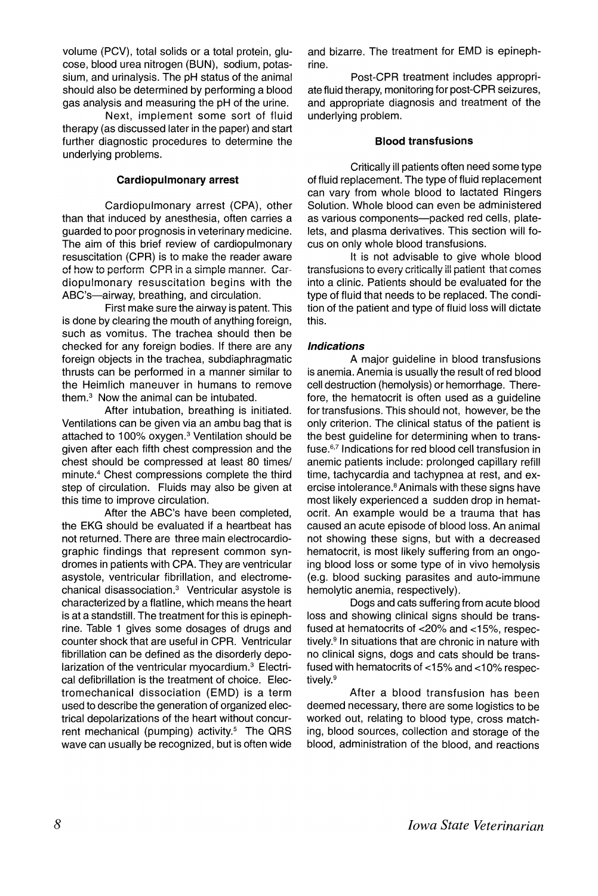volume (PCV), total solids or a total protein, glucose, blood urea nitrogen (BUN), sodium, potassium, and urinalysis. The pH status of the animal should also be determined by performing a blood gas analysis and measuring the pH of the urine.

Next, implement some sort of fluid therapy (as discussed later in the paper) and start further diagnostic procedures to determine the underlying problems.

### Cardiopulmonary arrest

Cardiopulmonary arrest (CPA), other than that induced by anesthesia, often carries a guarded to poor prognosis in veterinary medicine. The aim of this brief review of cardiopulmonary resuscitation (CPR) is to make the reader aware of how to perform CPR in a simple manner. Cardiopulmonary resuscitation begins with the ABC's—airway, breathing, and circulation.

First make sure the airway is patent. This is done by clearing the mouth of anything foreign, such as vomitus. The trachea should then be checked for any foreign bodies. If there are any foreign objects in the trachea, subdiaphragmatic thrusts can be performed in a manner similar to the Heimlich maneuver in humans to remove them.[3] Now the animal can be intubated.

After intubation, breathing is initiated. Ventilations can be given via an ambu bag that is attached to 100% oxygen.[3] Ventilation should be given after each fifth chest compression and the chest should be compressed at least 80 times/minute.[4] Chest compressions complete the third step of circulation. Fluids may also be given at this time to improve circulation.

After the ABC's have been completed, the EKG should be evaluated if a heartbeat has not returned. There are three main electrocardiographic findings that represent common syndromes in patients with CPA. They are ventricular asystole, ventricular fibrillation, and electromechanical disassociation.[3] Ventricular asystole is characterized by a flatline, which means the heart is at a standstill. The treatment for this is epinephrine. Table 1 gives some dosages of drugs and counter shock that are useful in CPR. Ventricular fibrillation can be defined as the disorderly depolarization of the ventricular myocardium.[3] Electrical defibrillation is the treatment of choice. Electromechanical dissociation (EMD) is a term used to describe the generation of organized electrical depolarizations of the heart without concurrent mechanical (pumping) activity.[5] The QRS wave can usually be recognized, but is often wide and bizarre. The treatment for EMD is epinephrine.

Post-CPR treatment includes appropriate fluid therapy, monitoring for post-CPR seizures, and appropriate diagnosis and treatment of the underlying problem.

### Blood transfusions

Critically ill patients often need some type of fluid replacement. The type of fluid replacement can vary from whole blood to lactated Ringers Solution. Whole blood can even be administered as various components—packed red cells, platelets, and plasma derivatives. This section will focus on only whole blood transfusions.

It is not advisable to give whole blood transfusions to every critically ill patient that comes into a clinic. Patients should be evaluated for the type of fluid that needs to be replaced. The condition of the patient and type of fluid loss will dictate this.

#### *Indications*

A major guideline in blood transfusions is anemia. Anemia is usually the result of red blood cell destruction (hemolysis) or hemorrhage. Therefore, the hematocrit is often used as a guideline for transfusions. This should not, however, be the only criterion. The clinical status of the patient is the best guideline for determining when to transfuse.[6,7] Indications for red blood cell transfusion in anemic patients include: prolonged capillary refill time, tachycardia and tachypnea at rest, and exercise intolerance.[8] Animals with these signs have most likely experienced a sudden drop in hematocrit. An example would be a trauma that has caused an acute episode of blood loss. An animal not showing these signs, but with a decreased hematocrit, is most likely suffering from an ongoing blood loss or some type of in vivo hemolysis (e.g. blood sucking parasites and auto-immune hemolytic anemia, respectively).

Dogs and cats suffering from acute blood loss and showing clinical signs should be transfused at hematocrits of <20% and <15%, respectively.[9] In situations that are chronic in nature with no clinical signs, dogs and cats should be transfused with hematocrits of <15% and <10% respectively.[9]

After a blood transfusion has been deemed necessary, there are some logistics to be worked out, relating to blood type, cross matching, blood sources, collection and storage of the blood, administration of the blood, and reactions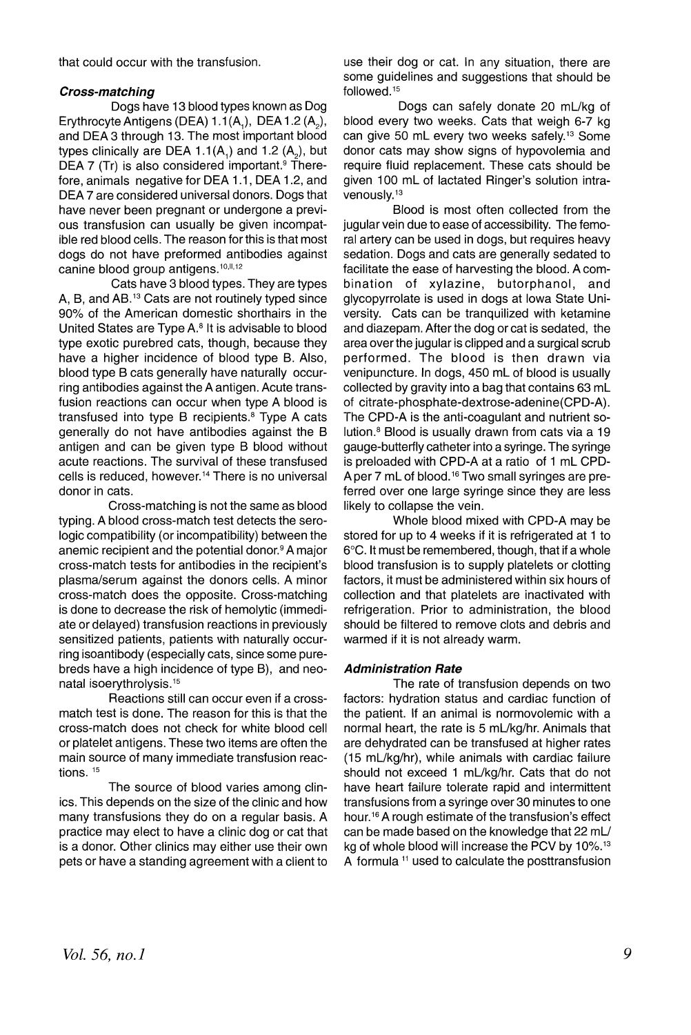that could occur with the transfusion.

### *Cross-matching*

Dogs have 13 blood types known as Dog Erythrocyte Antigens (DEA) 1.1($A_1$), DEA 1.2 ($A_2$), and DEA 3 through 13. The most important blood types clinically are DEA 1.1($A_1$) and 1.2 ($A_2$), but DEA 7 (Tr) is also considered important.[9] Therefore, animals negative for DEA 1.1, DEA 1.2, and DEA 7 are considered universal donors. Dogs that have never been pregnant or undergone a previous transfusion can usually be given incompatible red blood cells. The reason for this is that most dogs do not have preformed antibodies against canine blood group antigens.[10,11,12]

Cats have 3 blood types. They are types A, B, and AB.[13] Cats are not routinely typed since 90% of the American domestic shorthairs in the United States are Type A.[8] It is advisable to blood type exotic purebred cats, though, because they have a higher incidence of blood type B. Also, blood type B cats generally have naturally occurring antibodies against the A antigen. Acute transfusion reactions can occur when type A blood is transfused into type B recipients.[8] Type A cats generally do not have antibodies against the B antigen and can be given type B blood without acute reactions. The survival of these transfused cells is reduced, however.[14] There is no universal donor in cats.

Cross-matching is not the same as blood typing. A blood cross-match test detects the serologic compatibility (or incompatibility) between the anemic recipient and the potential donor.[9] A major cross-match tests for antibodies in the recipient's plasma/serum against the donors cells. A minor cross-match does the opposite. Cross-matching is done to decrease the risk of hemolytic (immediate or delayed) transfusion reactions in previously sensitized patients, patients with naturally occurring isoantibody (especially cats, since some purebreds have a high incidence of type B), and neonatal isoerythrolysis.[15]

Reactions still can occur even if a cross-match test is done. The reason for this is that the cross-match does not check for white blood cell or platelet antigens. These two items are often the main source of many immediate transfusion reactions. [15]

The source of blood varies among clinics. This depends on the size of the clinic and how many transfusions they do on a regular basis. A practice may elect to have a clinic dog or cat that is a donor. Other clinics may either use their own pets or have a standing agreement with a client to use their dog or cat. In any situation, there are some guidelines and suggestions that should be followed.[15]

Dogs can safely donate 20 mL/kg of blood every two weeks. Cats that weigh 6-7 kg can give 50 mL every two weeks safely.[13] Some donor cats may show signs of hypovolemia and require fluid replacement. These cats should be given 100 mL of lactated Ringer's solution intravenously.[13]

Blood is most often collected from the jugular vein due to ease of accessibility. The femoral artery can be used in dogs, but requires heavy sedation. Dogs and cats are generally sedated to facilitate the ease of harvesting the blood. A combination of xylazine, butorphanol, and glycopyrrolate is used in dogs at Iowa State University. Cats can be tranquilized with ketamine and diazepam. After the dog or cat is sedated, the area over the jugular is clipped and a surgical scrub performed. The blood is then drawn via venipuncture. In dogs, 450 mL of blood is usually collected by gravity into a bag that contains 63 mL of citrate-phosphate-dextrose-adenine(CPD-A). The CPD-A is the anti-coagulant and nutrient solution.[8] Blood is usually drawn from cats via a 19 gauge-butterfly catheter into a syringe. The syringe is preloaded with CPD-A at a ratio of 1 mL CPD-A per 7 mL of blood.[16] Two small syringes are preferred over one large syringe since they are less likely to collapse the vein.

Whole blood mixed with CPD-A may be stored for up to 4 weeks if it is refrigerated at 1 to 6°C. It must be remembered, though, that if a whole blood transfusion is to supply platelets or clotting factors, it must be administered within six hours of collection and that platelets are inactivated with refrigeration. Prior to administration, the blood should be filtered to remove clots and debris and warmed if it is not already warm.

### *Administration Rate*

The rate of transfusion depends on two factors: hydration status and cardiac function of the patient. If an animal is normovolemic with a normal heart, the rate is 5 mL/kg/hr. Animals that are dehydrated can be transfused at higher rates (15 mL/kg/hr), while animals with cardiac failure should not exceed 1 mL/kg/hr. Cats that do not have heart failure tolerate rapid and intermittent transfusions from a syringe over 30 minutes to one hour.[16] A rough estimate of the transfusion's effect can be made based on the knowledge that 22 mL/kg of whole blood will increase the PCV by 10%.[13] A formula [11] used to calculate the posttransfusion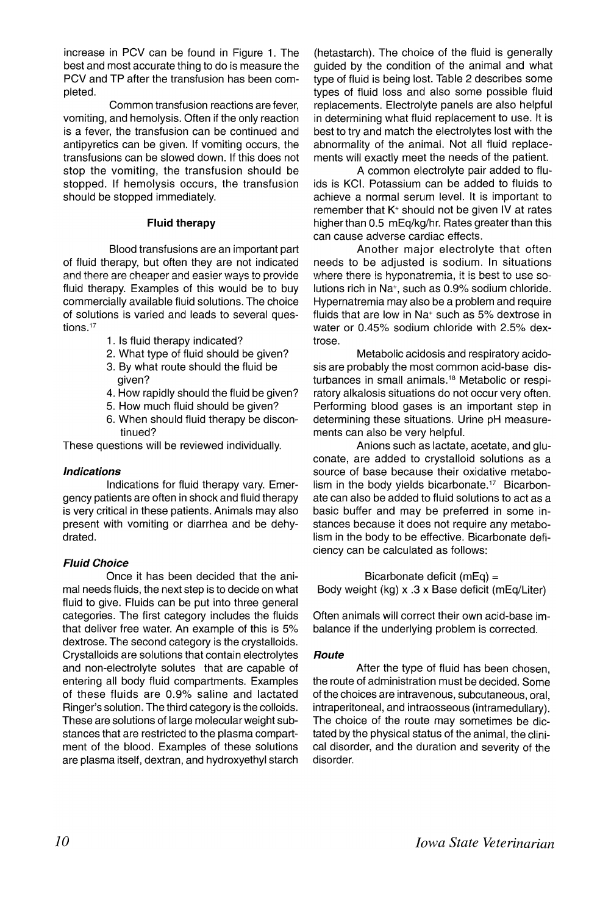increase in PCV can be found in Figure 1. The best and most accurate thing to do is measure the PCV and TP after the transfusion has been completed.

Common transfusion reactions are fever, vomiting, and hemolysis. Often if the only reaction is a fever, the transfusion can be continued and antipyretics can be given. If vomiting occurs, the transfusions can be slowed down. If this does not stop the vomiting, the transfusion should be stopped. If hemolysis occurs, the transfusion should be stopped immediately.

### Fluid therapy

Blood transfusions are an important part of fluid therapy, but often they are not indicated and there are cheaper and easier ways to provide fluid therapy. Examples of this would be to buy commercially available fluid solutions. The choice of solutions is varied and leads to several questions.[17]

1. Is fluid therapy indicated?
2. What type of fluid should be given?
3. By what route should the fluid be given?
4. How rapidly should the fluid be given?
5. How much fluid should be given?
6. When should fluid therapy be discontinued?

These questions will be reviewed individually.

#### *Indications*

Indications for fluid therapy vary. Emergency patients are often in shock and fluid therapy is very critical in these patients. Animals may also present with vomiting or diarrhea and be dehydrated.

#### *Fluid Choice*

Once it has been decided that the animal needs fluids, the next step is to decide on what fluid to give. Fluids can be put into three general categories. The first category includes the fluids that deliver free water. An example of this is 5% dextrose. The second category is the crystalloids. Crystalloids are solutions that contain electrolytes and non-electrolyte solutes that are capable of entering all body fluid compartments. Examples of these fluids are 0.9% saline and lactated Ringer's solution. The third category is the colloids. These are solutions of large molecular weight substances that are restricted to the plasma compartment of the blood. Examples of these solutions are plasma itself, dextran, and hydroxyethyl starch (hetastarch). The choice of the fluid is generally guided by the condition of the animal and what type of fluid is being lost. Table 2 describes some types of fluid loss and also some possible fluid replacements. Electrolyte panels are also helpful in determining what fluid replacement to use. It is best to try and match the electrolytes lost with the abnormality of the animal. Not all fluid replacements will exactly meet the needs of the patient.

A common electrolyte pair added to fluids is KCl. Potassium can be added to fluids to achieve a normal serum level. It is important to remember that $K^+$ should not be given IV at rates higher than 0.5 mEq/kg/hr. Rates greater than this can cause adverse cardiac effects.

Another major electrolyte that often needs to be adjusted is sodium. In situations where there is hyponatremia, it is best to use solutions rich in $Na^+$, such as 0.9% sodium chloride. Hypernatremia may also be a problem and require fluids that are low in $Na^+$ such as 5% dextrose in water or 0.45% sodium chloride with 2.5% dextrose.

Metabolic acidosis and respiratory acidosis are probably the most common acid-base disturbances in small animals.[18] Metabolic or respiratory alkalosis situations do not occur very often. Performing blood gases is an important step in determining these situations. Urine pH measurements can also be very helpful.

Anions such as lactate, acetate, and gluconate, are added to crystalloid solutions as a source of base because their oxidative metabolism in the body yields bicarbonate.[17] Bicarbonate can also be added to fluid solutions to act as a basic buffer and may be preferred in some instances because it does not require any metabolism in the body to be effective. Bicarbonate deficiency can be calculated as follows:

$$\text{Bicarbonate deficit (mEq)} = \text{Body weight (kg)} \times .3 \times \text{Base deficit (mEq/Liter)}$$

Often animals will correct their own acid-base imbalance if the underlying problem is corrected.

#### *Route*

After the type of fluid has been chosen, the route of administration must be decided. Some of the choices are intravenous, subcutaneous, oral, intraperitoneal, and intraosseous (intramedullary). The choice of the route may sometimes be dictated by the physical status of the animal, the clinical disorder, and the duration and severity of the disorder.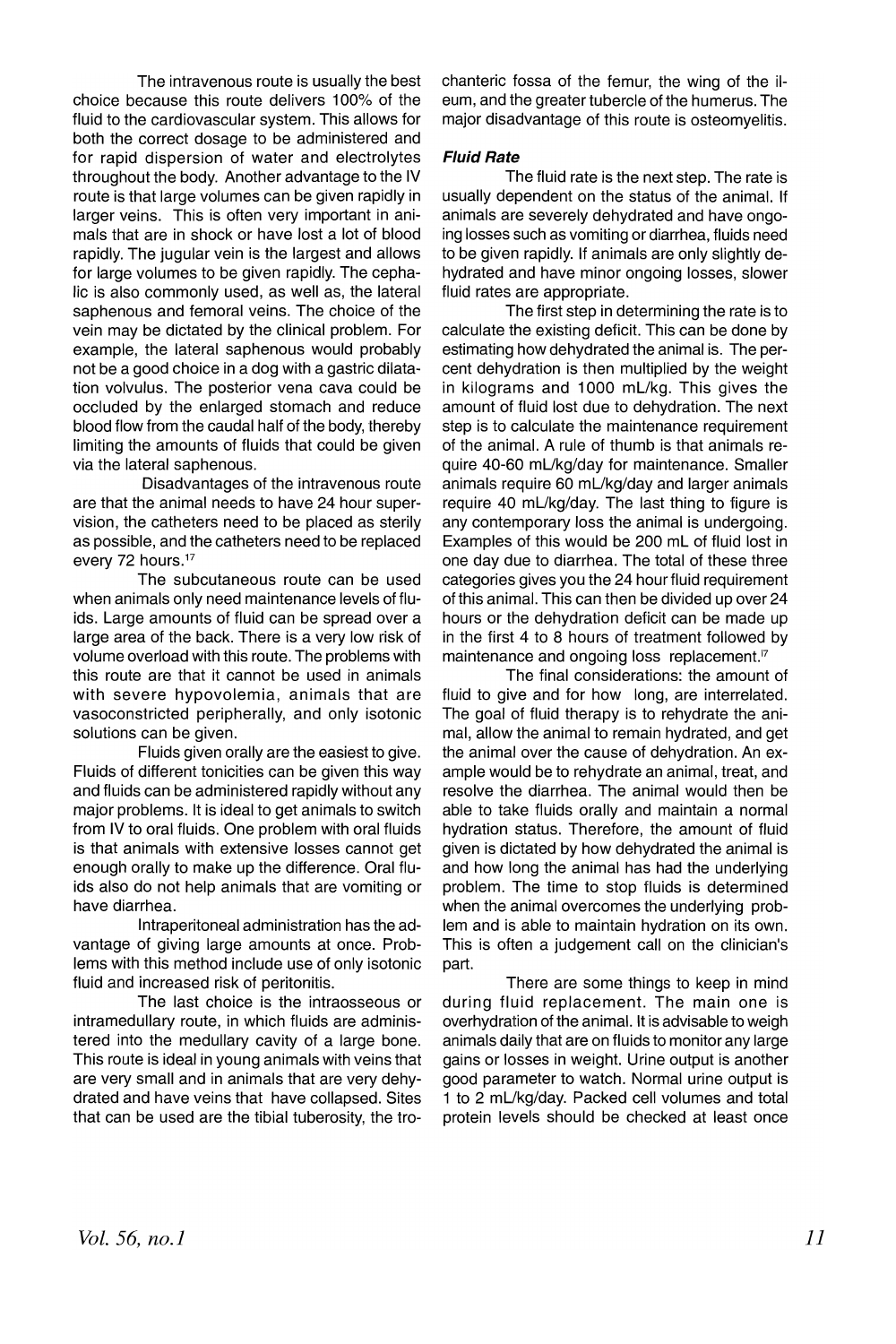The intravenous route is usually the best choice because this route delivers 100% of the fluid to the cardiovascular system. This allows for both the correct dosage to be administered and for rapid dispersion of water and electrolytes throughout the body. Another advantage to the IV route is that large volumes can be given rapidly in larger veins. This is often very important in animals that are in shock or have lost a lot of blood rapidly. The jugular vein is the largest and allows for large volumes to be given rapidly. The cephalic is also commonly used, as well as, the lateral saphenous and femoral veins. The choice of the vein may be dictated by the clinical problem. For example, the lateral saphenous would probably not be a good choice in a dog with a gastric dilatation volvulus. The posterior vena cava could be occluded by the enlarged stomach and reduce blood flow from the caudal half of the body, thereby limiting the amounts of fluids that could be given via the lateral saphenous.

Disadvantages of the intravenous route are that the animal needs to have 24 hour supervision, the catheters need to be placed as sterily as possible, and the catheters need to be replaced every 72 hours.[17]

The subcutaneous route can be used when animals only need maintenance levels of fluids. Large amounts of fluid can be spread over a large area of the back. There is a very low risk of volume overload with this route. The problems with this route are that it cannot be used in animals with severe hypovolemia, animals that are vasoconstricted peripherally, and only isotonic solutions can be given.

Fluids given orally are the easiest to give. Fluids of different tonicities can be given this way and fluids can be administered rapidly without any major problems. It is ideal to get animals to switch from IV to oral fluids. One problem with oral fluids is that animals with extensive losses cannot get enough orally to make up the difference. Oral fluids also do not help animals that are vomiting or have diarrhea.

Intraperitoneal administration has the advantage of giving large amounts at once. Problems with this method include use of only isotonic fluid and increased risk of peritonitis.

The last choice is the intraosseous or intramedullary route, in which fluids are administered into the medullary cavity of a large bone. This route is ideal in young animals with veins that are very small and in animals that are very dehydrated and have veins that have collapsed. Sites that can be used are the tibial tuberosity, the trochanteric fossa of the femur, the wing of the ileum, and the greater tubercle of the humerus. The major disadvantage of this route is osteomyelitis.

### *Fluid Rate*

The fluid rate is the next step. The rate is usually dependent on the status of the animal. If animals are severely dehydrated and have ongoing losses such as vomiting or diarrhea, fluids need to be given rapidly. If animals are only slightly dehydrated and have minor ongoing losses, slower fluid rates are appropriate.

The first step in determining the rate is to calculate the existing deficit. This can be done by estimating how dehydrated the animal is. The percent dehydration is then multiplied by the weight in kilograms and 1000 mL/kg. This gives the amount of fluid lost due to dehydration. The next step is to calculate the maintenance requirement of the animal. A rule of thumb is that animals require 40-60 mL/kg/day for maintenance. Smaller animals require 60 mL/kg/day and larger animals require 40 mL/kg/day. The last thing to figure is any contemporary loss the animal is undergoing. Examples of this would be 200 mL of fluid lost in one day due to diarrhea. The total of these three categories gives you the 24 hour fluid requirement of this animal. This can then be divided up over 24 hours or the dehydration deficit can be made up in the first 4 to 8 hours of treatment followed by maintenance and ongoing loss replacement.[17]

The final considerations: the amount of fluid to give and for how long, are interrelated. The goal of fluid therapy is to rehydrate the animal, allow the animal to remain hydrated, and get the animal over the cause of dehydration. An example would be to rehydrate an animal, treat, and resolve the diarrhea. The animal would then be able to take fluids orally and maintain a normal hydration status. Therefore, the amount of fluid given is dictated by how dehydrated the animal is and how long the animal has had the underlying problem. The time to stop fluids is determined when the animal overcomes the underlying problem and is able to maintain hydration on its own. This is often a judgement call on the clinician's part.

There are some things to keep in mind during fluid replacement. The main one is overhydration of the animal. It is advisable to weigh animals daily that are on fluids to monitor any large gains or losses in weight. Urine output is another good parameter to watch. Normal urine output is 1 to 2 mL/kg/day. Packed cell volumes and total protein levels should be checked at least once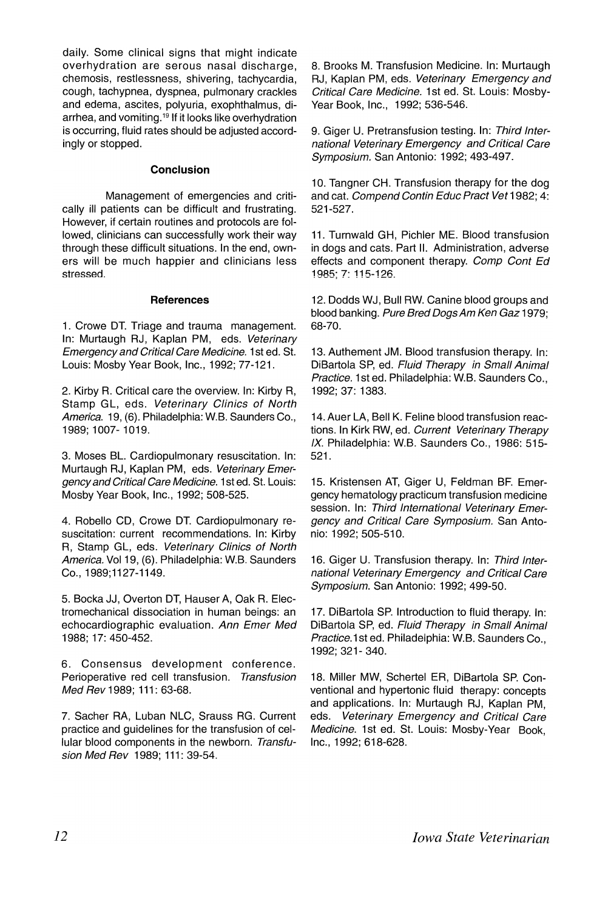daily. Some clinical signs that might indicate overhydration are serous nasal discharge, chemosis, restlessness, shivering, tachycardia, cough, tachypnea, dyspnea, pulmonary crackles and edema, ascites, polyuria, exophthalmus, diarrhea, and vomiting.[19] If it looks like overhydration is occurring, fluid rates should be adjusted accordingly or stopped.

### Conclusion

Management of emergencies and critically ill patients can be difficult and frustrating. However, if certain routines and protocols are followed, clinicians can successfully work their way through these difficult situations. In the end, owners will be much happier and clinicians less stressed.

### References

1. Crowe DT. Triage and trauma management. In: Murtaugh RJ, Kaplan PM, eds. *Veterinary Emergency and Critical Care Medicine.* 1st ed. St. Louis: Mosby Year Book, Inc., 1992; 77-121.

2. Kirby R. Critical care the overview. In: Kirby R, Stamp GL, eds. *Veterinary Clinics of North America.* 19, (6). Philadelphia: W.B. Saunders Co., 1989; 1007- 1019.

3. Moses BL. Cardiopulmonary resuscitation. In: Murtaugh RJ, Kaplan PM, eds. *Veterinary Emergency and Critical Care Medicine.* 1st ed. St. Louis: Mosby Year Book, Inc., 1992; 508-525.

4. Robello CD, Crowe DT. Cardiopulmonary resuscitation: current recommendations. In: Kirby R, Stamp GL, eds. *Veterinary Clinics of North America.* Vol 19, (6). Philadelphia: W.B. Saunders Co., 1989;1127-1149.

5. Bocka JJ, Overton DT, Hauser A, Oak R. Electromechanical dissociation in human beings: an echocardiographic evaluation. *Ann Emer Med* 1988; 17: 450-452.

6. Consensus development conference. Perioperative red cell transfusion. *Transfusion Med Rev* 1989; 111: 63-68.

7. Sacher RA, Luban NLC, Srauss RG. Current practice and guidelines for the transfusion of cellular blood components in the newborn. *Transfusion Med Rev* 1989; 111: 39-54.

8. Brooks M. Transfusion Medicine. In: Murtaugh RJ, Kaplan PM, eds. *Veterinary Emergency and Critical Care Medicine.* 1st ed. St. Louis: Mosby-Year Book, Inc., 1992; 536-546.

9. Giger U. Pretransfusion testing. In: *Third International Veterinary Emergency and Critical Care Symposium.* San Antonio: 1992; 493-497.

10. Tangner CH. Transfusion therapy for the dog and cat. *Compend Contin Educ Pract Vet* 1982; 4: 521-527.

11. Turnwald GH, Pichler ME. Blood transfusion in dogs and cats. Part II. Administration, adverse effects and component therapy. *Comp Cont Ed* 1985; 7: 115-126.

12. Dodds WJ, Bull RW. Canine blood groups and blood banking. *Pure Bred Dogs Am Ken Gaz* 1979; 68-70.

13. Authement JM. Blood transfusion therapy. In: DiBartola SP, ed. *Fluid Therapy in Small Animal Practice.* 1st ed. Philadelphia: W.B. Saunders Co., 1992; 37: 1383.

14. Auer LA, Bell K. Feline blood transfusion reactions. In Kirk RW, ed. *Current Veterinary Therapy IX.* Philadelphia: W.B. Saunders Co., 1986: 515-521.

15. Kristensen AT, Giger U, Feldman BF. Emergency hematology practicum transfusion medicine session. In: *Third International Veterinary Emergency and Critical Care Symposium.* San Antonio: 1992; 505-510.

16. Giger U. Transfusion therapy. In: *Third International Veterinary Emergency and Critical Care Symposium.* San Antonio: 1992; 499-50.

17. DiBartola SP. Introduction to fluid therapy. In: DiBartola SP, ed. *Fluid Therapy in Small Animal Practice.* 1st ed. Philadelphia: W.B. Saunders Co., 1992; 321- 340.

18. Miller MW, Schertel ER, DiBartola SP. Conventional and hypertonic fluid therapy: concepts and applications. In: Murtaugh RJ, Kaplan PM, eds. *Veterinary Emergency and Critical Care Medicine.* 1st ed. St. Louis: Mosby-Year Book, Inc., 1992; 618-628.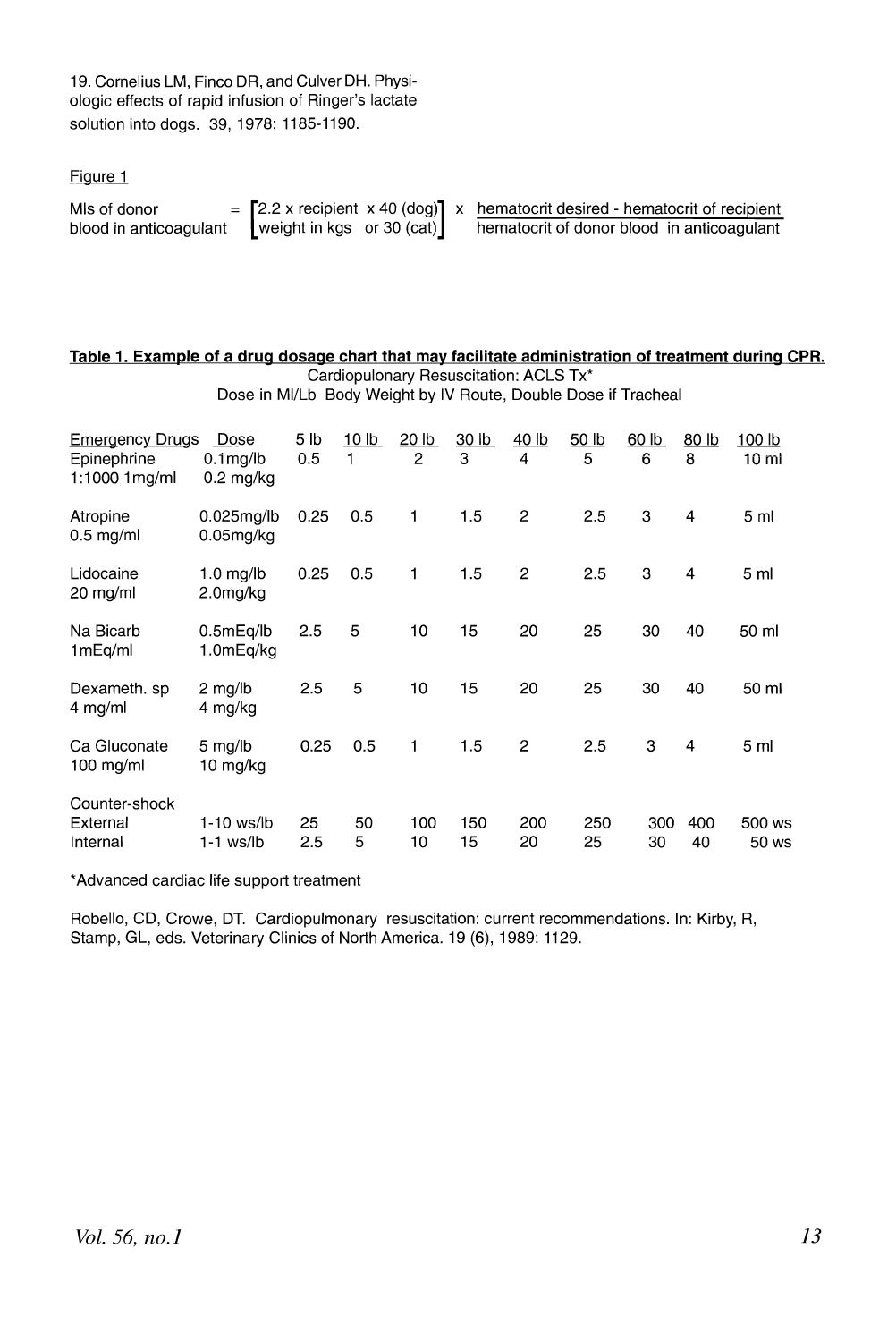19. Cornelius LM, Finco DR, and Culver DH. Physiologic effects of rapid infusion of Ringer's lactate solution into dogs. 39, 1978: 1185-1190.

Figure 1

$$\text{Mls of donor blood in anticoagulant} = \left[ \text{2.2 x recipient weight in kgs} \times \text{40 (dog) or 30 (cat)} \right] \times \frac{\text{hematocrit desired - hematocrit of recipient}}{\text{hematocrit of donor blood in anticoagulant}}$$

**Table 1. Example of a drug dosage chart that may facilitate administration of treatment during CPR.**

Cardiopulonary Resuscitation: ACLS Tx*

Dose in Ml/Lb Body Weight by IV Route, Double Dose if Tracheal

| Emergency Drugs | Dose | 5 lb | 10 lb | 20 lb | 30 lb | 40 lb | 50 lb | 60 lb | 80 lb | 100 lb |
|---|---|---|---|---|---|---|---|---|---|---|
| Epinephrine 1:1000 1mg/ml | 0.1mg/lb 0.2 mg/kg | 0.5 | 1 | 2 | 3 | 4 | 5 | 6 | 8 | 10 ml |
| Atropine 0.5 mg/ml | 0.025mg/lb 0.05mg/kg | 0.25 | 0.5 | 1 | 1.5 | 2 | 2.5 | 3 | 4 | 5 ml |
| Lidocaine 20 mg/ml | 1.0 mg/lb 2.0mg/kg | 0.25 | 0.5 | 1 | 1.5 | 2 | 2.5 | 3 | 4 | 5 ml |
| Na Bicarb 1mEq/ml | 0.5mEq/lb 1.0mEq/kg | 2.5 | 5 | 10 | 15 | 20 | 25 | 30 | 40 | 50 ml |
| Dexameth. sp 4 mg/ml | 2 mg/lb 4 mg/kg | 2.5 | 5 | 10 | 15 | 20 | 25 | 30 | 40 | 50 ml |
| Ca Gluconate 100 mg/ml | 5 mg/lb 10 mg/kg | 0.25 | 0.5 | 1 | 1.5 | 2 | 2.5 | 3 | 4 | 5 ml |
| Counter-shock | | | | | | | | | | |
| External | 1-10 ws/lb | 25 | 50 | 100 | 150 | 200 | 250 | 300 | 400 | 500 ws |
| Internal | 1-1 ws/lb | 2.5 | 5 | 10 | 15 | 20 | 25 | 30 | 40 | 50 ws |

*Advanced cardiac life support treatment

Robello, CD, Crowe, DT. Cardiopulmonary resuscitation: current recommendations. In: Kirby, R, Stamp, GL, eds. Veterinary Clinics of North America. 19 (6), 1989: 1129.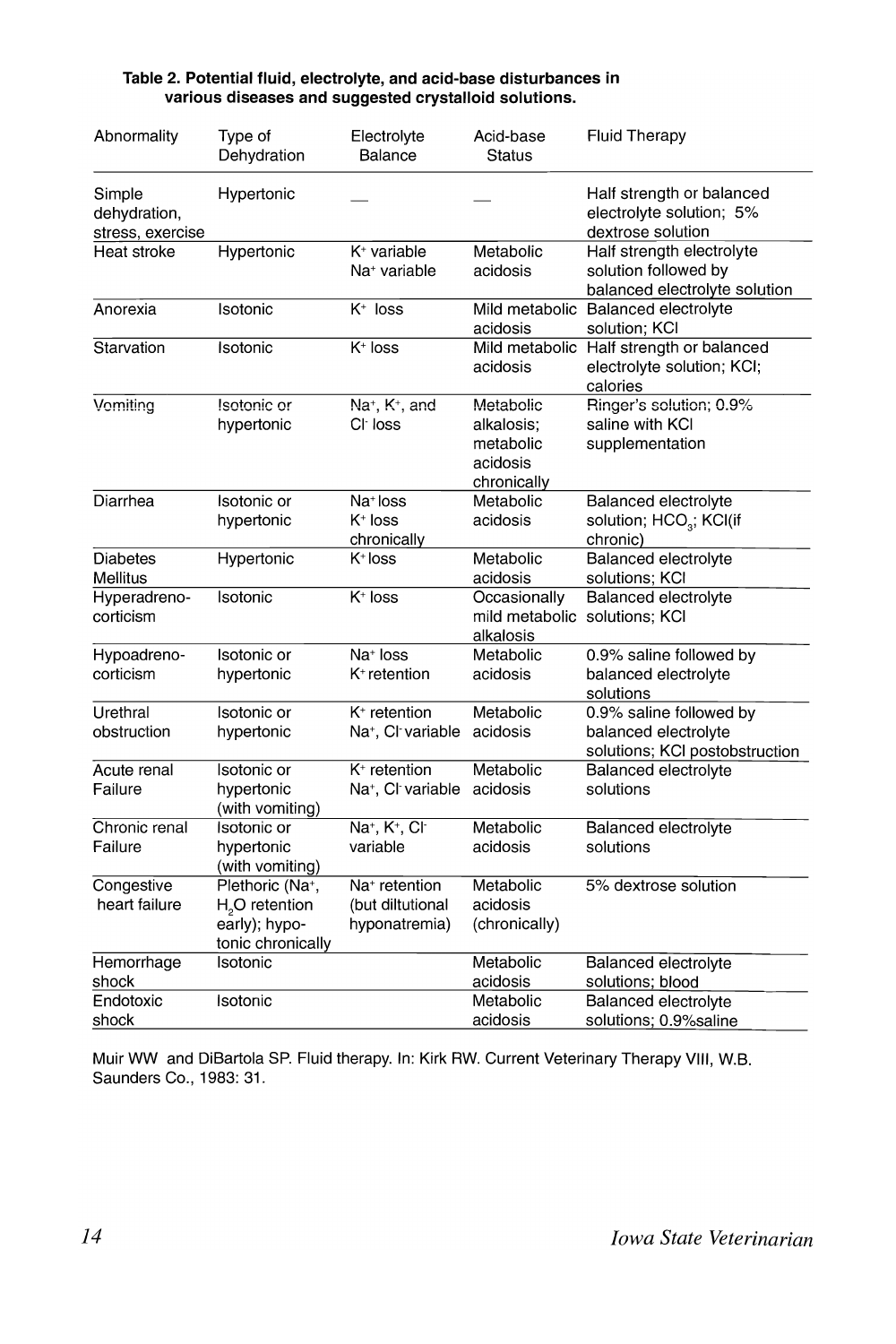**Table 2. Potential fluid, electrolyte, and acid-base disturbances in various diseases and suggested crystalloid solutions.**

| Abnormality | Type of Dehydration | Electrolyte Balance | Acid-base Status | Fluid Therapy |
|---|---|---|---|---|
| Simple dehydration, stress, exercise | Hypertonic | — | — | Half strength or balanced electrolyte solution; 5% dextrose solution |
| Heat stroke | Hypertonic | $K^+$ variable $Na^+$ variable | Metabolic acidosis | Half strength electrolyte solution followed by balanced electrolyte solution |
| Anorexia | Isotonic | $K^+$ loss | Mild metabolic acidosis | Balanced electrolyte solution; KCl |
| Starvation | Isotonic | $K^+$ loss | Mild metabolic acidosis | Half strength or balanced electrolyte solution; KCl; calories |
| Vomiting | Isotonic or hypertonic | $Na^+$, $K^+$, and $Cl^-$ loss | Metabolic alkalosis; metabolic acidosis chronically | Ringer's solution; 0.9% saline with KCl supplementation |
| Diarrhea | Isotonic or hypertonic | $Na^+$ loss $K^+$ loss chronically | Metabolic acidosis | Balanced electrolyte solution; $HCO_3$; KCl(if chronic) |
| Diabetes Mellitus | Hypertonic | $K^+$ loss | Metabolic acidosis | Balanced electrolyte solutions; KCl |
| Hyperadreno-corticism | Isotonic | $K^+$ loss | Occasionally mild metabolic alkalosis | Balanced electrolyte solutions; KCl |
| Hypoadreno-corticism | Isotonic or hypertonic | $Na^+$ loss $K^+$ retention | Metabolic acidosis | 0.9% saline followed by balanced electrolyte solutions |
| Urethral obstruction | Isotonic or hypertonic | $K^+$ retention $Na^+$, $Cl^-$ variable | Metabolic acidosis | 0.9% saline followed by balanced electrolyte solutions; KCl postobstruction |
| Acute renal Failure | Isotonic or hypertonic (with vomiting) | $K^+$ retention $Na^+$, $Cl^-$ variable | Metabolic acidosis | Balanced electrolyte solutions |
| Chronic renal Failure | Isotonic or hypertonic (with vomiting) | $Na^+$, $K^+$, $Cl^-$ variable | Metabolic acidosis | Balanced electrolyte solutions |
| Congestive heart failure | Plethoric ($Na^+$, $H_2O$ retention early); hypotonic chronically | $Na^+$ retention (but diltutional hyponatremia) | Metabolic acidosis (chronically) | 5% dextrose solution |
| Hemorrhage shock | Isotonic | | Metabolic acidosis | Balanced electrolyte solutions; blood |
| Endotoxic shock | Isotonic | | Metabolic acidosis | Balanced electrolyte solutions; 0.9%saline |

Muir WW and DiBartola SP. Fluid therapy. In: Kirk RW. Current Veterinary Therapy VIII, W.B. Saunders Co., 1983: 31.